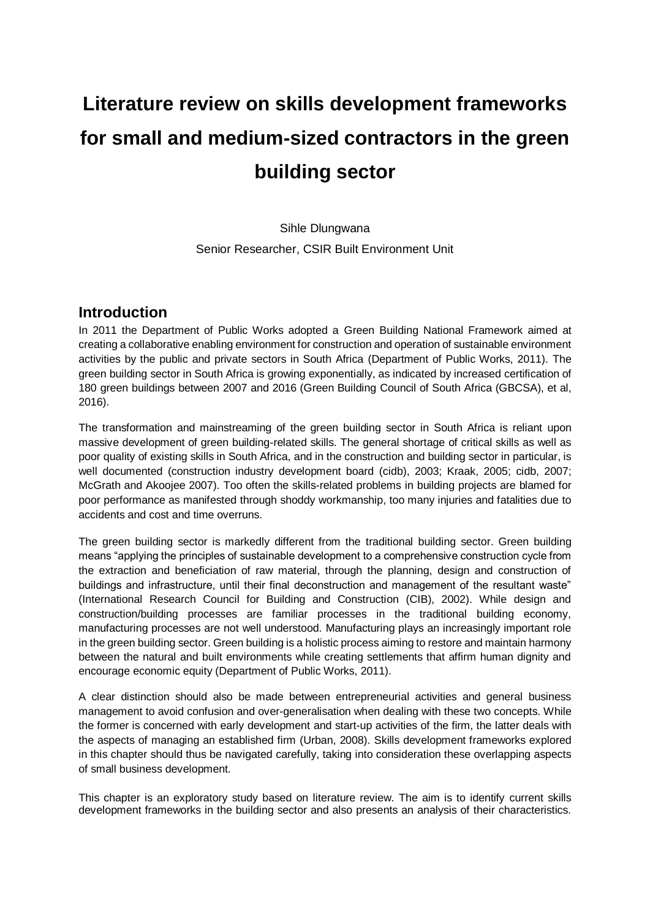# Literature review on skills development frameworks for small and medium-sized contractors in the green building sector

Sihle Dlungwana

Senior Researcher, CSIR Built Environment Unit

## Introduction

In 2011 the Department of Public Works adopted a Green Building National Framework aimed at creating a collaborative enabling environment for construction and operation of sustainable environment activities by the public and private sectors in South Africa (Department of Public Works, 2011). The green building sector in South Africa is growing exponentially, as indicated by increased certification of 180 green buildings between 2007 and 2016 (Green Building Council of South Africa (GBCSA), et al, 2016).

The transformation and mainstreaming of the green building sector in South Africa is reliant upon massive development of green building-related skills. The general shortage of critical skills as well as poor quality of existing skills in South Africa, and in the construction and building sector in particular, is well documented (construction industry development board (cidb), 2003; Kraak, 2005; cidb, 2007; McGrath and Akoojee 2007). Too often the skills-related problems in building projects are blamed for poor performance as manifested through shoddy workmanship, too many injuries and fatalities due to accidents and cost and time overruns.

The green building sector is markedly different from the traditional building sector. Green building means "applying the principles of sustainable development to a comprehensive construction cycle from the extraction and beneficiation of raw material, through the planning, design and construction of buildings and infrastructure, until their final deconstruction and management of the resultant waste" (International Research Council for Building and Construction (CIB), 2002). While design and construction/building processes are familiar processes in the traditional building economy, manufacturing processes are not well understood. Manufacturing plays an increasingly important role in the green building sector. Green building is a holistic process aiming to restore and maintain harmony between the natural and built environments while creating settlements that affirm human dignity and encourage economic equity (Department of Public Works, 2011).

A clear distinction should also be made between entrepreneurial activities and general business management to avoid confusion and over-generalisation when dealing with these two concepts. While the former is concerned with early development and start-up activities of the firm, the latter deals with the aspects of managing an established firm (Urban, 2008). Skills development frameworks explored in this chapter should thus be navigated carefully, taking into consideration these overlapping aspects of small business development.

This chapter is an exploratory study based on literature review. The aim is to identify current skills development frameworks in the building sector and also presents an analysis of their characteristics.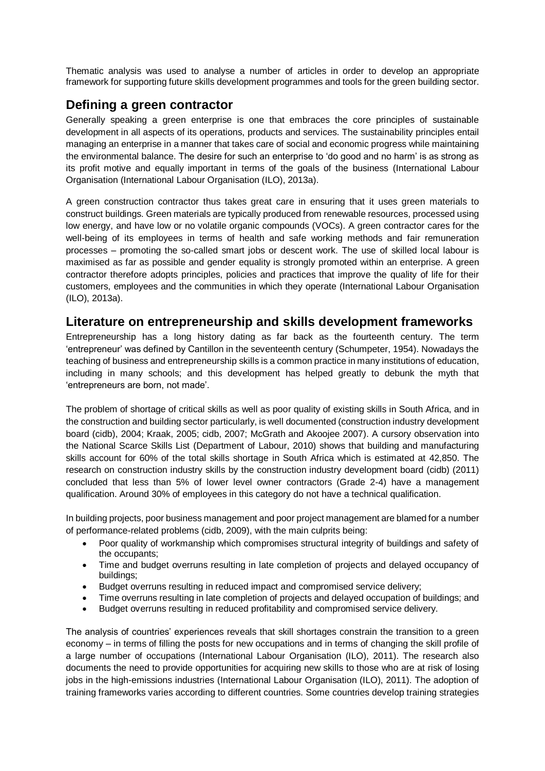Thematic analysis was used to analyse a number of articles in order to develop an appropriate framework for supporting future skills development programmes and tools for the green building sector.

## Defining a green contractor

Generally speaking a green enterprise is one that embraces the core principles of sustainable development in all aspects of its operations, products and services. The sustainability principles entail managing an enterprise in a manner that takes care of social and economic progress while maintaining the environmental balance. The desire for such an enterprise to 'do good and no harm' is as strong as its profit motive and equally important in terms of the goals of the business (International Labour Organisation (International Labour Organisation (ILO), 2013a).

A green construction contractor thus takes great care in ensuring that it uses green materials to construct buildings. Green materials are typically produced from renewable resources, processed using low energy, and have low or no volatile organic compounds (VOCs). A green contractor cares for the well-being of its employees in terms of health and safe working methods and fair remuneration processes – promoting the so-called smart jobs or descent work. The use of skilled local labour is maximised as far as possible and gender equality is strongly promoted within an enterprise. A green contractor therefore adopts principles, policies and practices that improve the quality of life for their customers, employees and the communities in which they operate (International Labour Organisation (ILO), 2013a).

## Literature on entrepreneurship and skills development frameworks

Entrepreneurship has a long history dating as far back as the fourteenth century. The term 'entrepreneur' was defined by Cantillon in the seventeenth century (Schumpeter, 1954). Nowadays the teaching of business and entrepreneurship skills is a common practice in many institutions of education, including in many schools; and this development has helped greatly to debunk the myth that 'entrepreneurs are born, not made'.

The problem of shortage of critical skills as well as poor quality of existing skills in South Africa, and in the construction and building sector particularly, is well documented (construction industry development board (cidb), 2004; Kraak, 2005; cidb, 2007; McGrath and Akoojee 2007). A cursory observation into the National Scarce Skills List (Department of Labour, 2010) shows that building and manufacturing skills account for 60% of the total skills shortage in South Africa which is estimated at 42,850. The research on construction industry skills by the construction industry development board (cidb) (2011) concluded that less than 5% of lower level owner contractors (Grade 2-4) have a management qualification. Around 30% of employees in this category do not have a technical qualification.

In building projects, poor business management and poor project management are blamed for a number of performance-related problems (cidb, 2009), with the main culprits being:

- Poor quality of workmanship which compromises structural integrity of buildings and safety of the occupants;
- Time and budget overruns resulting in late completion of projects and delayed occupancy of buildings;
- Budget overruns resulting in reduced impact and compromised service delivery;
- Time overruns resulting in late completion of projects and delayed occupation of buildings; and
- Budget overruns resulting in reduced profitability and compromised service delivery.

The analysis of countries' experiences reveals that skill shortages constrain the transition to a green economy – in terms of filling the posts for new occupations and in terms of changing the skill profile of a large number of occupations (International Labour Organisation (ILO), 2011). The research also documents the need to provide opportunities for acquiring new skills to those who are at risk of losing jobs in the high-emissions industries (International Labour Organisation (ILO), 2011). The adoption of training frameworks varies according to different countries. Some countries develop training strategies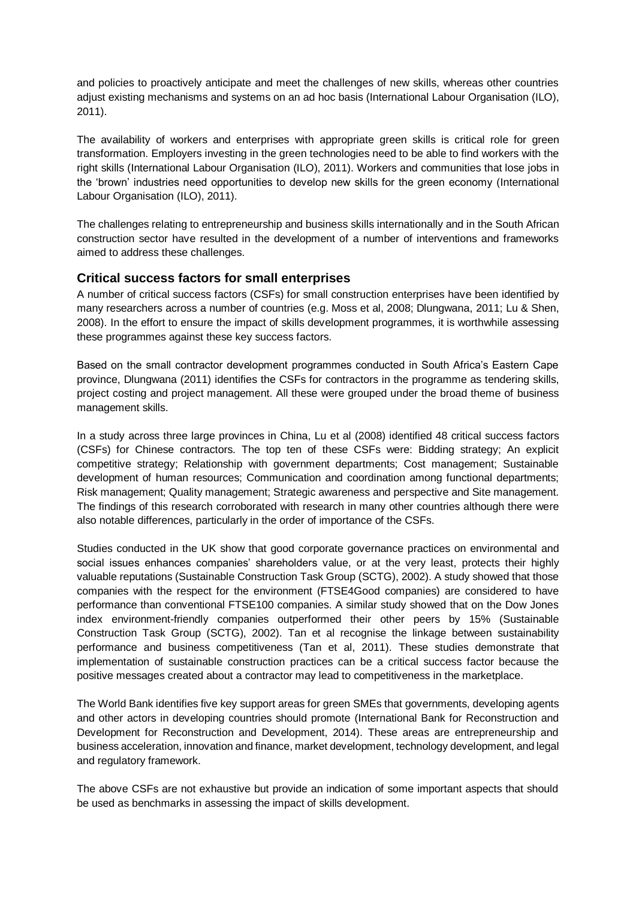and policies to proactively anticipate and meet the challenges of new skills, whereas other countries adjust existing mechanisms and systems on an ad hoc basis (International Labour Organisation (ILO), 2011).

The availability of workers and enterprises with appropriate green skills is critical role for green transformation. Employers investing in the green technologies need to be able to find workers with the right skills (International Labour Organisation (ILO), 2011). Workers and communities that lose jobs in the 'brown' industries need opportunities to develop new skills for the green economy (International Labour Organisation (ILO), 2011).

The challenges relating to entrepreneurship and business skills internationally and in the South African construction sector have resulted in the development of a number of interventions and frameworks aimed to address these challenges.

## Critical success factors for small enterprises

A number of critical success factors (CSFs) for small construction enterprises have been identified by many researchers across a number of countries (e.g. Moss et al, 2008; Dlungwana, 2011; Lu & Shen, 2008). In the effort to ensure the impact of skills development programmes, it is worthwhile assessing these programmes against these key success factors.

Based on the small contractor development programmes conducted in South Africa's Eastern Cape province, Dlungwana (2011) identifies the CSFs for contractors in the programme as tendering skills, project costing and project management. All these were grouped under the broad theme of business management skills.

In a study across three large provinces in China, Lu et al (2008) identified 48 critical success factors (CSFs) for Chinese contractors. The top ten of these CSFs were: Bidding strategy; An explicit competitive strategy; Relationship with government departments; Cost management; Sustainable development of human resources; Communication and coordination among functional departments; Risk management; Quality management; Strategic awareness and perspective and Site management. The findings of this research corroborated with research in many other countries although there were also notable differences, particularly in the order of importance of the CSFs.

Studies conducted in the UK show that good corporate governance practices on environmental and social issues enhances companies' shareholders value, or at the very least, protects their highly valuable reputations (Sustainable Construction Task Group (SCTG), 2002). A study showed that those companies with the respect for the environment (FTSE4Good companies) are considered to have performance than conventional FTSE100 companies. A similar study showed that on the Dow Jones index environment-friendly companies outperformed their other peers by 15% (Sustainable Construction Task Group (SCTG), 2002). Tan et al recognise the linkage between sustainability performance and business competitiveness (Tan et al, 2011). These studies demonstrate that implementation of sustainable construction practices can be a critical success factor because the positive messages created about a contractor may lead to competitiveness in the marketplace.

The World Bank identifies five key support areas for green SMEs that governments, developing agents and other actors in developing countries should promote (International Bank for Reconstruction and Development for Reconstruction and Development, 2014). These areas are entrepreneurship and business acceleration, innovation and finance, market development, technology development, and legal and regulatory framework.

The above CSFs are not exhaustive but provide an indication of some important aspects that should be used as benchmarks in assessing the impact of skills development.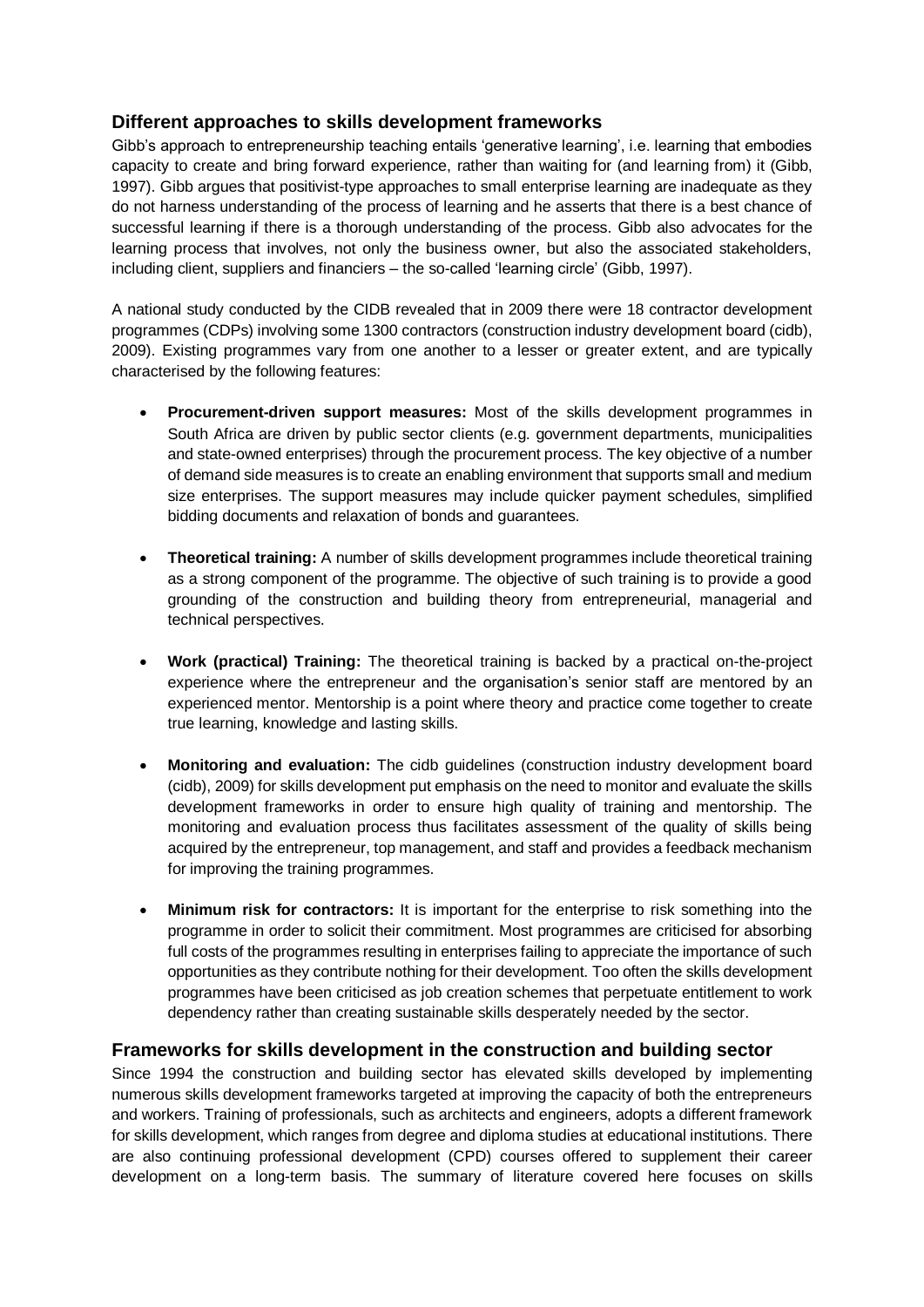## Different approaches to skills development frameworks

Gibb's approach to entrepreneurship teaching entails 'generative learning', i.e. learning that embodies capacity to create and bring forward experience, rather than waiting for (and learning from) it (Gibb, 1997). Gibb argues that positivist-type approaches to small enterprise learning are inadequate as they do not harness understanding of the process of learning and he asserts that there is a best chance of successful learning if there is a thorough understanding of the process. Gibb also advocates for the learning process that involves, not only the business owner, but also the associated stakeholders, including client, suppliers and financiers – the so-called 'learning circle' (Gibb, 1997).

A national study conducted by the CIDB revealed that in 2009 there were 18 contractor development programmes (CDPs) involving some 1300 contractors (construction industry development board (cidb), 2009). Existing programmes vary from one another to a lesser or greater extent, and are typically characterised by the following features:

- **Procurement-driven support measures:** Most of the skills development programmes in South Africa are driven by public sector clients (e.g. government departments, municipalities and state-owned enterprises) through the procurement process. The key objective of a number of demand side measures is to create an enabling environment that supports small and medium size enterprises. The support measures may include quicker payment schedules, simplified bidding documents and relaxation of bonds and guarantees.

- **Theoretical training:** A number of skills development programmes include theoretical training as a strong component of the programme. The objective of such training is to provide a good grounding of the construction and building theory from entrepreneurial, managerial and technical perspectives.

- **Work (practical) Training:** The theoretical training is backed by a practical on-the-project experience where the entrepreneur and the organisation's senior staff are mentored by an experienced mentor. Mentorship is a point where theory and practice come together to create true learning, knowledge and lasting skills.

- **Monitoring and evaluation:** The cidb guidelines (construction industry development board (cidb), 2009) for skills development put emphasis on the need to monitor and evaluate the skills development frameworks in order to ensure high quality of training and mentorship. The monitoring and evaluation process thus facilitates assessment of the quality of skills being acquired by the entrepreneur, top management, and staff and provides a feedback mechanism for improving the training programmes.

- **Minimum risk for contractors:** It is important for the enterprise to risk something into the programme in order to solicit their commitment. Most programmes are criticised for absorbing full costs of the programmes resulting in enterprises failing to appreciate the importance of such opportunities as they contribute nothing for their development. Too often the skills development programmes have been criticised as job creation schemes that perpetuate entitlement to work dependency rather than creating sustainable skills desperately needed by the sector.

## Frameworks for skills development in the construction and building sector

Since 1994 the construction and building sector has elevated skills developed by implementing numerous skills development frameworks targeted at improving the capacity of both the entrepreneurs and workers. Training of professionals, such as architects and engineers, adopts a different framework for skills development, which ranges from degree and diploma studies at educational institutions. There are also continuing professional development (CPD) courses offered to supplement their career development on a long-term basis. The summary of literature covered here focuses on skills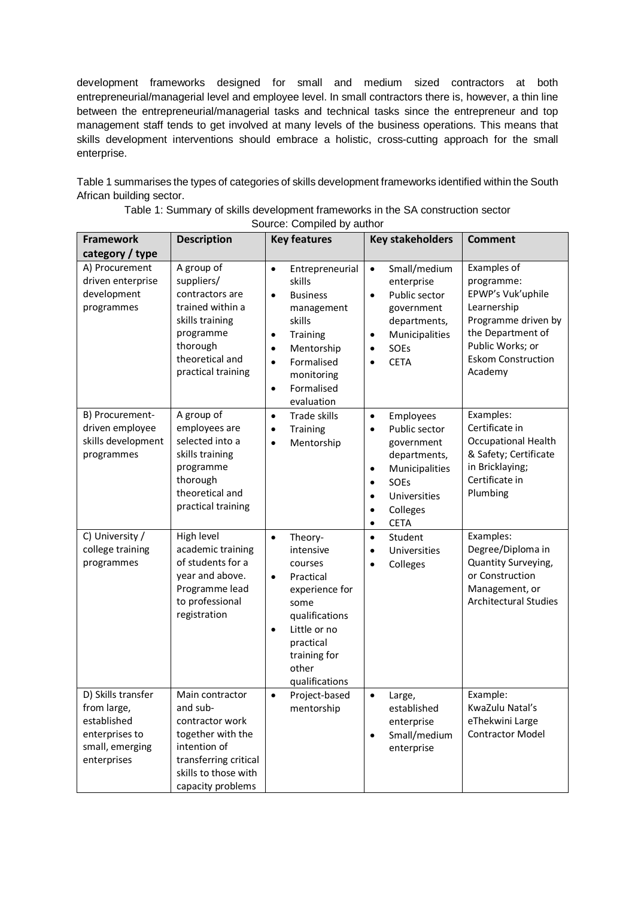development frameworks designed for small and medium sized contractors at both entrepreneurial/managerial level and employee level. In small contractors there is, however, a thin line between the entrepreneurial/managerial tasks and technical tasks since the entrepreneur and top management staff tends to get involved at many levels of the business operations. This means that skills development interventions should embrace a holistic, cross-cutting approach for the small enterprise.

Table 1 summarises the types of categories of skills development frameworks identified within the South African building sector.

Table 1: Summary of skills development frameworks in the SA construction sector
Source: Compiled by author

| **Framework category / type** | **Description** | **Key features** | **Key stakeholders** | **Comment** |
|---|---|---|---|---|
| A) Procurement driven enterprise development programmes | A group of suppliers/ contractors are trained within a skills training programme thorough theoretical and practical training | • Entrepreneurial skills<br>• Business management skills<br>• Training<br>• Mentorship<br>• Formalised monitoring<br>• Formalised evaluation | • Small/medium enterprise<br>• Public sector government departments,<br>• Municipalities<br>• SOEs<br>• CETA | Examples of programme: EPWP's Vuk'uphile Learnership Programme driven by the Department of Public Works; or Eskom Construction Academy |
| B) Procurement-driven employee skills development programmes | A group of employees are selected into a skills training programme thorough theoretical and practical training | • Trade skills<br>• Training<br>• Mentorship | • Employees<br>• Public sector government departments,<br>• Municipalities<br>• SOEs<br>• Universities<br>• Colleges<br>• CETA | Examples: Certificate in Occupational Health & Safety; Certificate in Bricklaying; Certificate in Plumbing |
| C) University / college training programmes | High level academic training of students for a year and above. Programme lead to professional registration | • Theory-intensive courses<br>• Practical experience for some qualifications<br>• Little or no practical training for other qualifications | • Student<br>• Universities<br>• Colleges | Examples: Degree/Diploma in Quantity Surveying, or Construction Management, or Architectural Studies |
| D) Skills transfer from large, established enterprises to small, emerging enterprises | Main contractor and sub-contractor work together with the intention of transferring critical skills to those with capacity problems | • Project-based mentorship | • Large, established enterprise<br>• Small/medium enterprise | Example: KwaZulu Natal's eThekwini Large Contractor Model |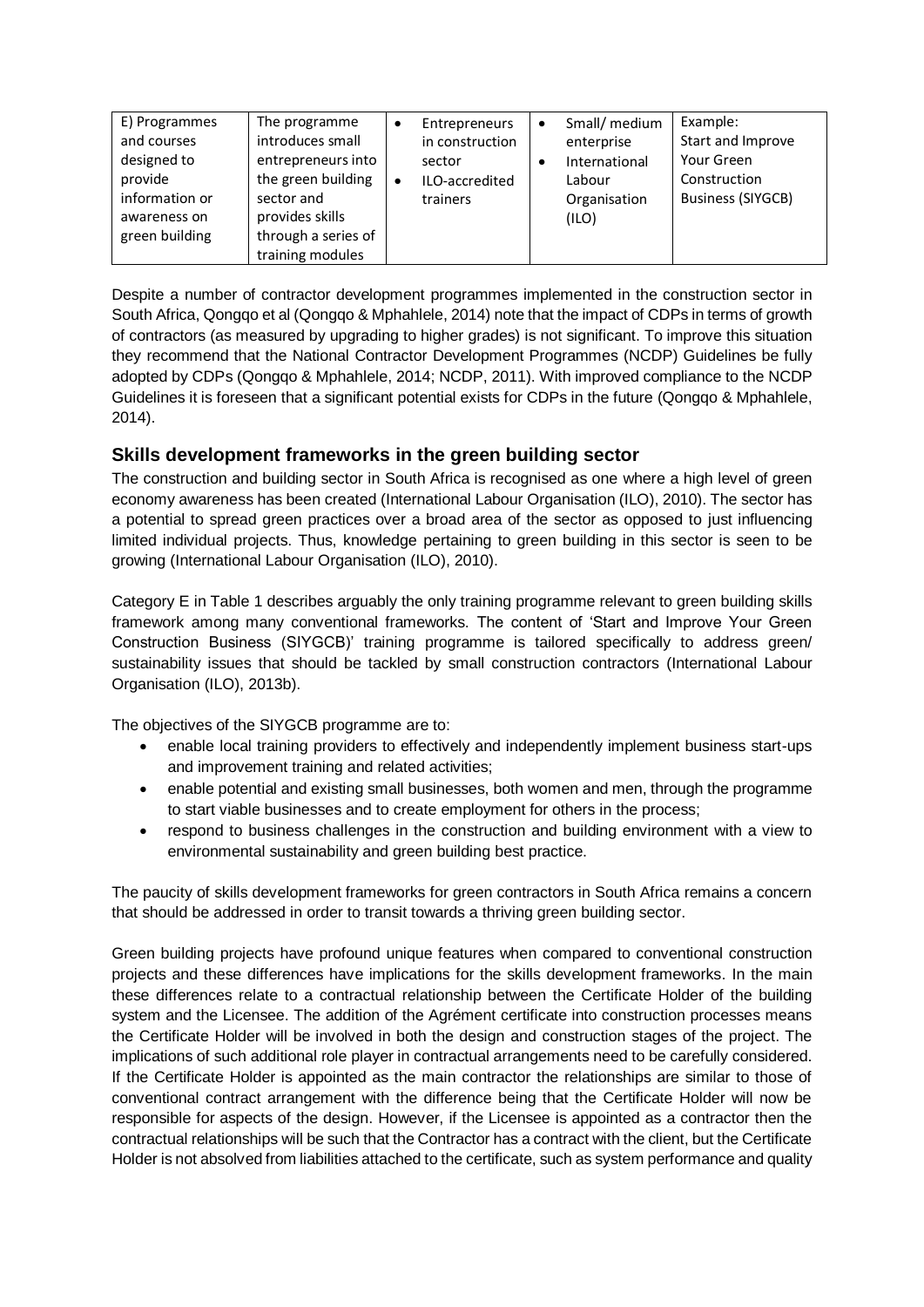| E) Programmes and courses designed to provide information or awareness on green building | The programme introduces small entrepreneurs into the green building sector and provides skills through a series of training modules | • Entrepreneurs in construction sector<br>• ILO-accredited trainers | • Small/ medium enterprise<br>• International Labour Organisation (ILO) | Example: Start and Improve Your Green Construction Business (SIYGCB) |
|---|---|---|---|---|

Despite a number of contractor development programmes implemented in the construction sector in South Africa, Qongqo et al (Qongqo & Mphahlele, 2014) note that the impact of CDPs in terms of growth of contractors (as measured by upgrading to higher grades) is not significant. To improve this situation they recommend that the National Contractor Development Programmes (NCDP) Guidelines be fully adopted by CDPs (Qongqo & Mphahlele, 2014; NCDP, 2011). With improved compliance to the NCDP Guidelines it is foreseen that a significant potential exists for CDPs in the future (Qongqo & Mphahlele, 2014).

## Skills development frameworks in the green building sector

The construction and building sector in South Africa is recognised as one where a high level of green economy awareness has been created (International Labour Organisation (ILO), 2010). The sector has a potential to spread green practices over a broad area of the sector as opposed to just influencing limited individual projects. Thus, knowledge pertaining to green building in this sector is seen to be growing (International Labour Organisation (ILO), 2010).

Category E in Table 1 describes arguably the only training programme relevant to green building skills framework among many conventional frameworks. The content of 'Start and Improve Your Green Construction Business (SIYGCB)' training programme is tailored specifically to address green/ sustainability issues that should be tackled by small construction contractors (International Labour Organisation (ILO), 2013b).

The objectives of the SIYGCB programme are to:

- enable local training providers to effectively and independently implement business start-ups and improvement training and related activities;
- enable potential and existing small businesses, both women and men, through the programme to start viable businesses and to create employment for others in the process;
- respond to business challenges in the construction and building environment with a view to environmental sustainability and green building best practice.

The paucity of skills development frameworks for green contractors in South Africa remains a concern that should be addressed in order to transit towards a thriving green building sector.

Green building projects have profound unique features when compared to conventional construction projects and these differences have implications for the skills development frameworks. In the main these differences relate to a contractual relationship between the Certificate Holder of the building system and the Licensee. The addition of the Agrément certificate into construction processes means the Certificate Holder will be involved in both the design and construction stages of the project. The implications of such additional role player in contractual arrangements need to be carefully considered. If the Certificate Holder is appointed as the main contractor the relationships are similar to those of conventional contract arrangement with the difference being that the Certificate Holder will now be responsible for aspects of the design. However, if the Licensee is appointed as a contractor then the contractual relationships will be such that the Contractor has a contract with the client, but the Certificate Holder is not absolved from liabilities attached to the certificate, such as system performance and quality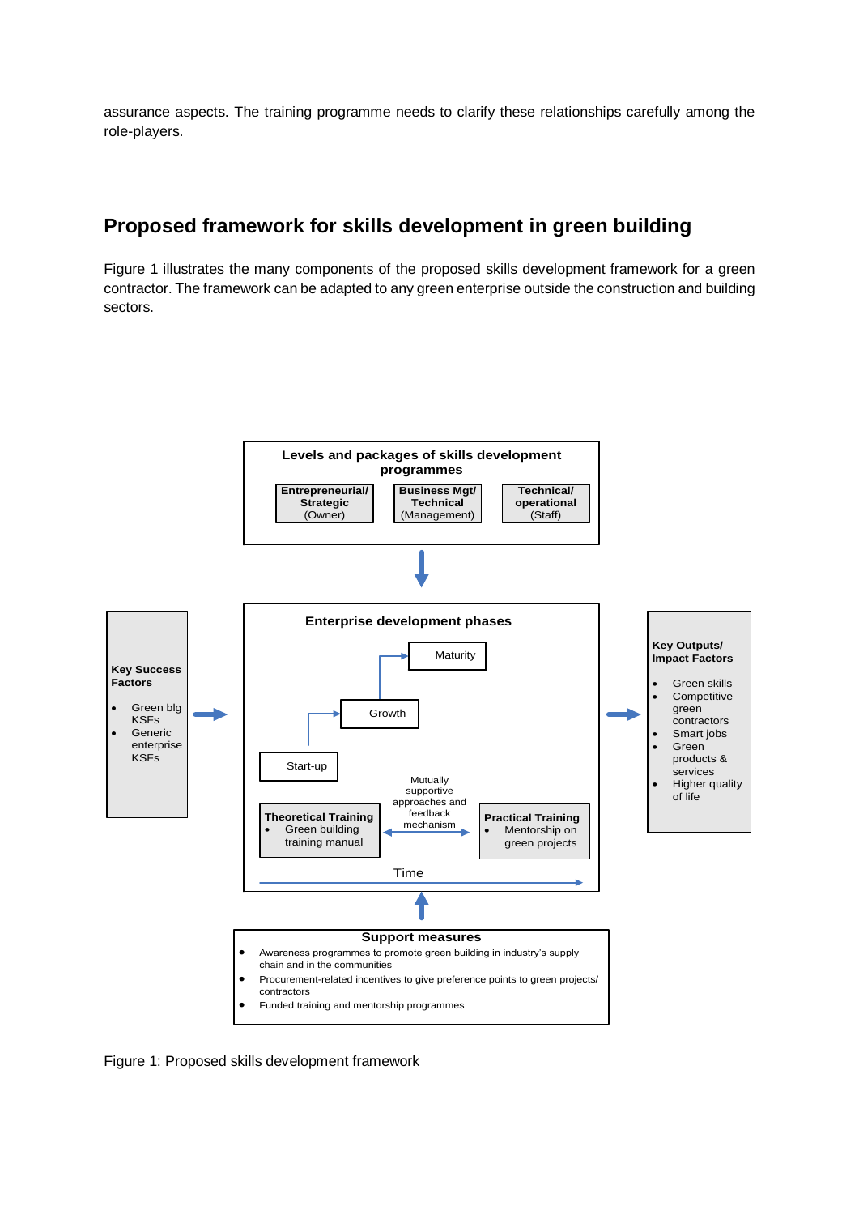assurance aspects. The training programme needs to clarify these relationships carefully among the role-players.

## Proposed framework for skills development in green building

Figure 1 illustrates the many components of the proposed skills development framework for a green contractor. The framework can be adapted to any green enterprise outside the construction and building sectors.

**Levels and packages of skills development programmes**

- **Entrepreneurial/ Strategic** (Owner)
- **Business Mgt/ Technical** (Management)
- **Technical/ operational** (Staff)

**Key Success Factors**

- Green blg KSFs
- Generic enterprise KSFs

**Enterprise development phases**

Start-up → Growth → Maturity

**Theoretical Training**
- Green building training manual

Mutually supportive approaches and feedback mechanism

**Practical Training**
- Mentorship on green projects

Time

**Key Outputs/ Impact Factors**

- Green skills
- Competitive green contractors
- Smart jobs
- Green products & services
- Higher quality of life

**Support measures**

- Awareness programmes to promote green building in industry's supply chain and in the communities
- Procurement-related incentives to give preference points to green projects/ contractors
- Funded training and mentorship programmes

Figure 1: Proposed skills development framework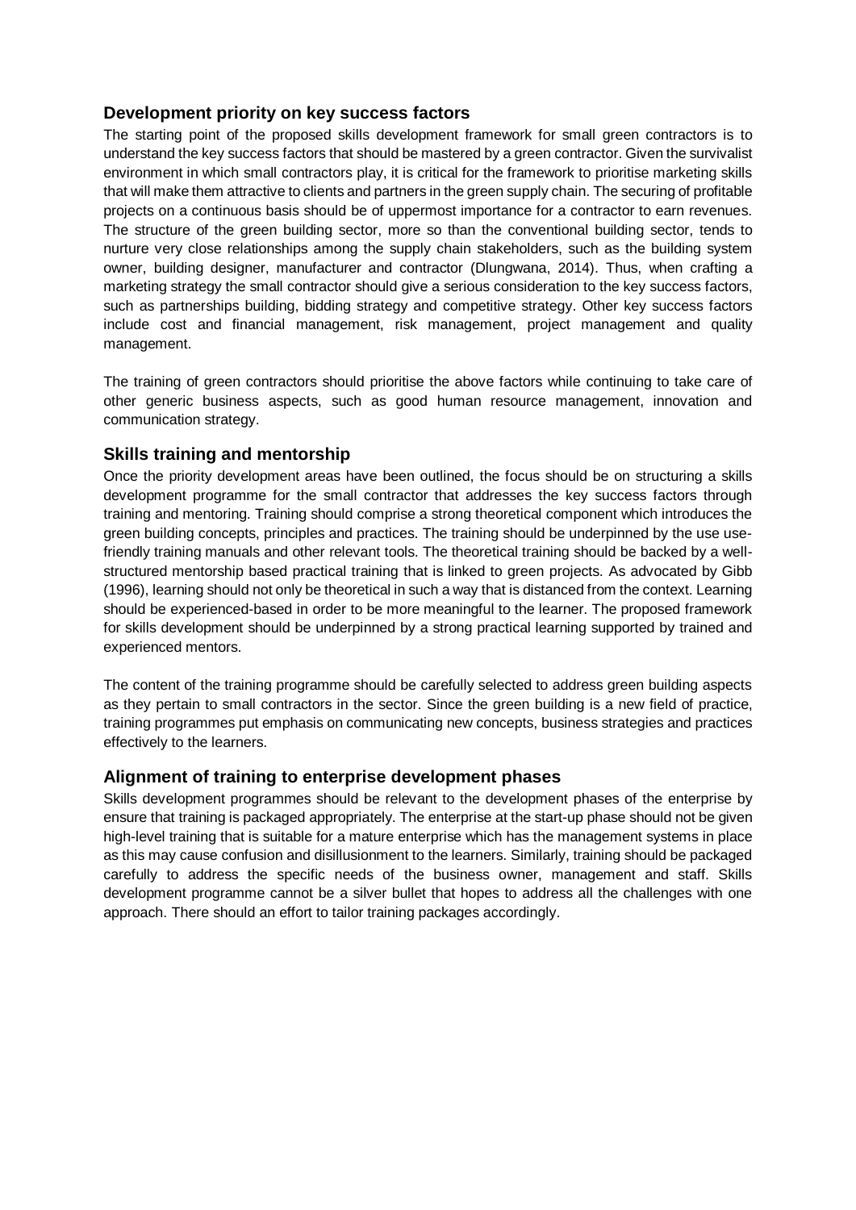## Development priority on key success factors

The starting point of the proposed skills development framework for small green contractors is to understand the key success factors that should be mastered by a green contractor. Given the survivalist environment in which small contractors play, it is critical for the framework to prioritise marketing skills that will make them attractive to clients and partners in the green supply chain. The securing of profitable projects on a continuous basis should be of uppermost importance for a contractor to earn revenues. The structure of the green building sector, more so than the conventional building sector, tends to nurture very close relationships among the supply chain stakeholders, such as the building system owner, building designer, manufacturer and contractor (Dlungwana, 2014). Thus, when crafting a marketing strategy the small contractor should give a serious consideration to the key success factors, such as partnerships building, bidding strategy and competitive strategy. Other key success factors include cost and financial management, risk management, project management and quality management.

The training of green contractors should prioritise the above factors while continuing to take care of other generic business aspects, such as good human resource management, innovation and communication strategy.

## Skills training and mentorship

Once the priority development areas have been outlined, the focus should be on structuring a skills development programme for the small contractor that addresses the key success factors through training and mentoring. Training should comprise a strong theoretical component which introduces the green building concepts, principles and practices. The training should be underpinned by the use use-friendly training manuals and other relevant tools. The theoretical training should be backed by a well-structured mentorship based practical training that is linked to green projects. As advocated by Gibb (1996), learning should not only be theoretical in such a way that is distanced from the context. Learning should be experienced-based in order to be more meaningful to the learner. The proposed framework for skills development should be underpinned by a strong practical learning supported by trained and experienced mentors.

The content of the training programme should be carefully selected to address green building aspects as they pertain to small contractors in the sector. Since the green building is a new field of practice, training programmes put emphasis on communicating new concepts, business strategies and practices effectively to the learners.

## Alignment of training to enterprise development phases

Skills development programmes should be relevant to the development phases of the enterprise by ensure that training is packaged appropriately. The enterprise at the start-up phase should not be given high-level training that is suitable for a mature enterprise which has the management systems in place as this may cause confusion and disillusionment to the learners. Similarly, training should be packaged carefully to address the specific needs of the business owner, management and staff. Skills development programme cannot be a silver bullet that hopes to address all the challenges with one approach. There should an effort to tailor training packages accordingly.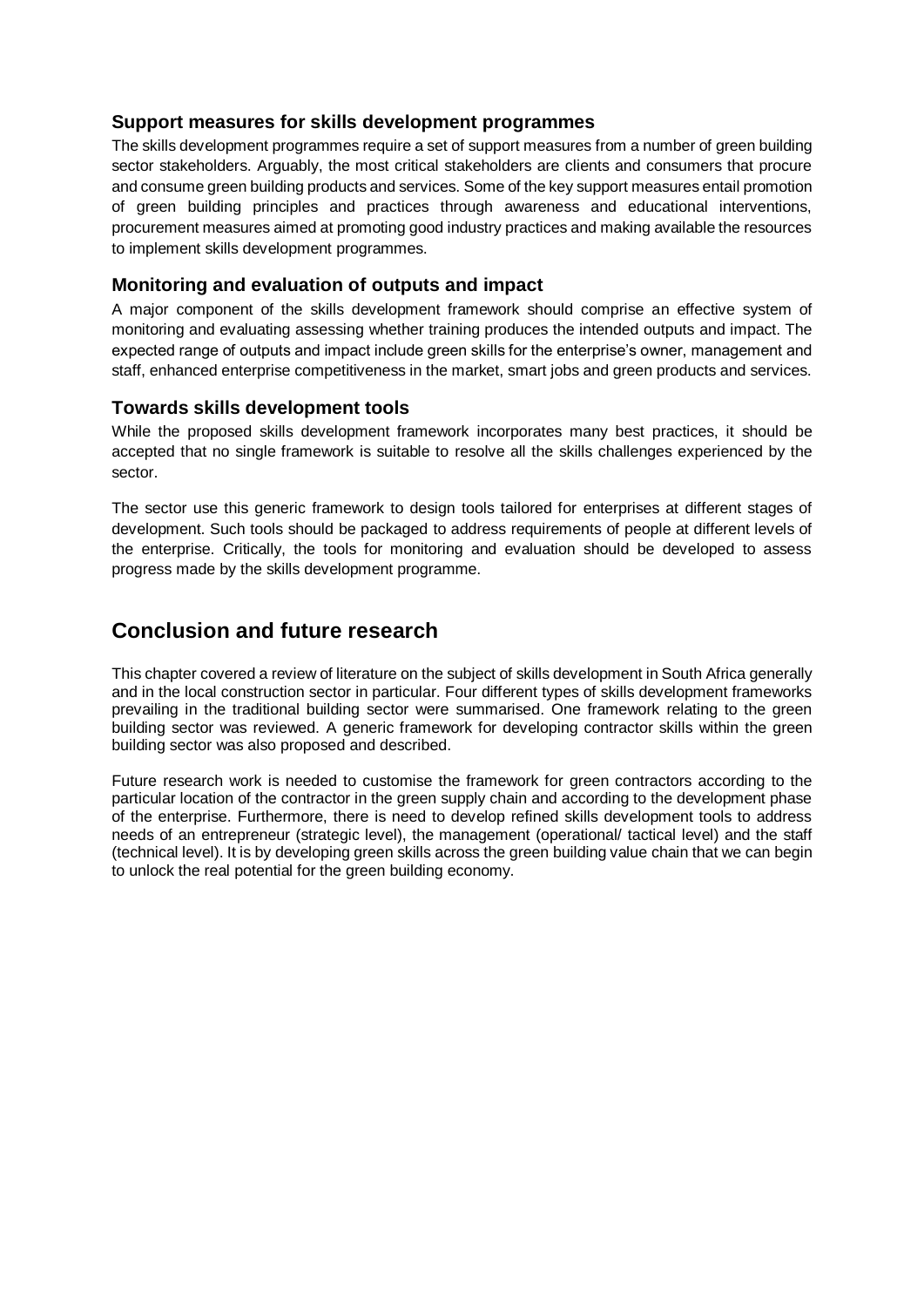### Support measures for skills development programmes

The skills development programmes require a set of support measures from a number of green building sector stakeholders. Arguably, the most critical stakeholders are clients and consumers that procure and consume green building products and services. Some of the key support measures entail promotion of green building principles and practices through awareness and educational interventions, procurement measures aimed at promoting good industry practices and making available the resources to implement skills development programmes.

### Monitoring and evaluation of outputs and impact

A major component of the skills development framework should comprise an effective system of monitoring and evaluating assessing whether training produces the intended outputs and impact. The expected range of outputs and impact include green skills for the enterprise's owner, management and staff, enhanced enterprise competitiveness in the market, smart jobs and green products and services.

### Towards skills development tools

While the proposed skills development framework incorporates many best practices, it should be accepted that no single framework is suitable to resolve all the skills challenges experienced by the sector.

The sector use this generic framework to design tools tailored for enterprises at different stages of development. Such tools should be packaged to address requirements of people at different levels of the enterprise. Critically, the tools for monitoring and evaluation should be developed to assess progress made by the skills development programme.

## Conclusion and future research

This chapter covered a review of literature on the subject of skills development in South Africa generally and in the local construction sector in particular. Four different types of skills development frameworks prevailing in the traditional building sector were summarised. One framework relating to the green building sector was reviewed. A generic framework for developing contractor skills within the green building sector was also proposed and described.

Future research work is needed to customise the framework for green contractors according to the particular location of the contractor in the green supply chain and according to the development phase of the enterprise. Furthermore, there is need to develop refined skills development tools to address needs of an entrepreneur (strategic level), the management (operational/ tactical level) and the staff (technical level). It is by developing green skills across the green building value chain that we can begin to unlock the real potential for the green building economy.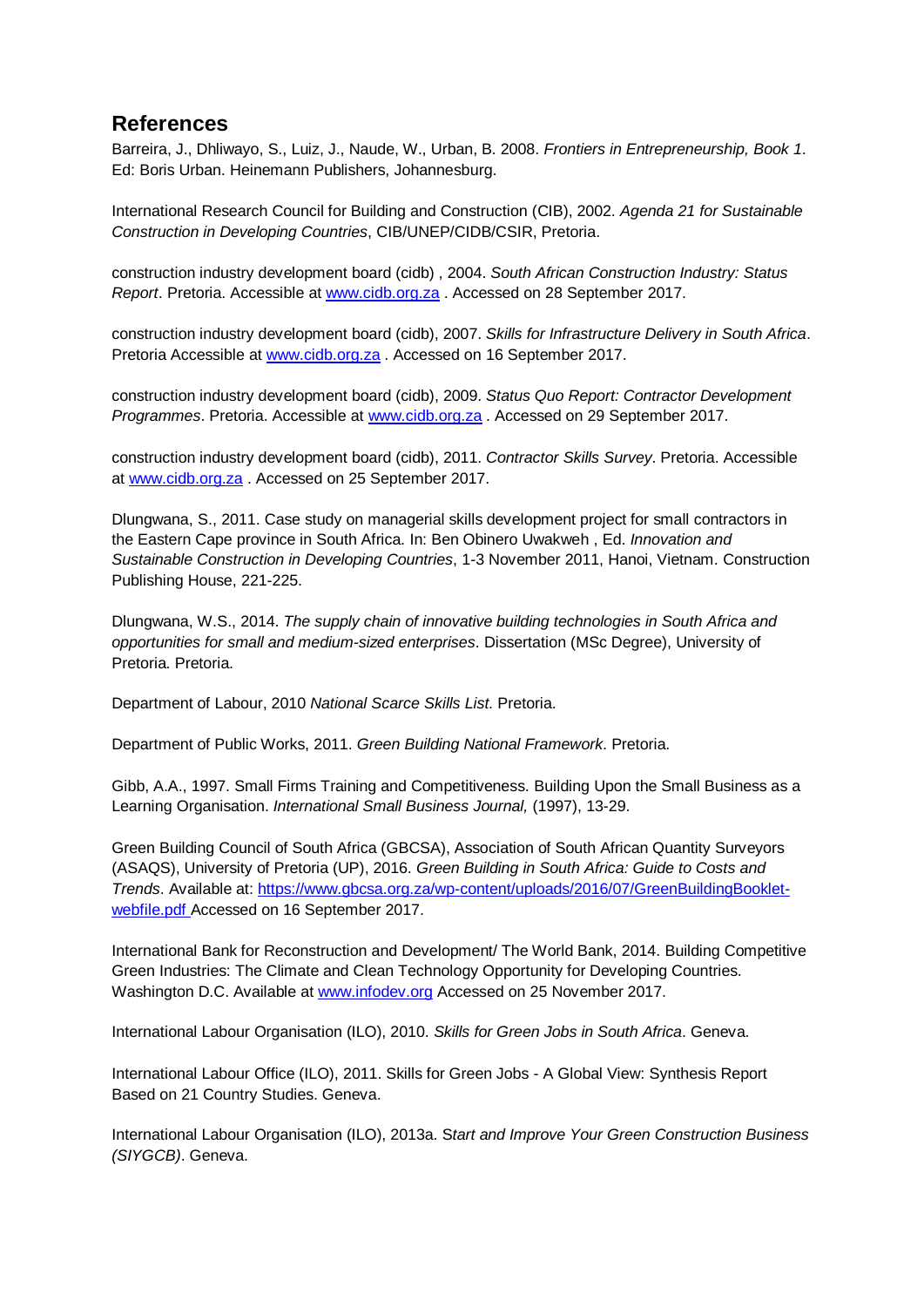## References

Barreira, J., Dhliwayo, S., Luiz, J., Naude, W., Urban, B. 2008. *Frontiers in Entrepreneurship, Book 1*. Ed: Boris Urban. Heinemann Publishers, Johannesburg.

International Research Council for Building and Construction (CIB), 2002. *Agenda 21 for Sustainable Construction in Developing Countries*, CIB/UNEP/CIDB/CSIR, Pretoria.

construction industry development board (cidb) , 2004. *South African Construction Industry: Status Report*. Pretoria. Accessible at www.cidb.org.za . Accessed on 28 September 2017.

construction industry development board (cidb), 2007. *Skills for Infrastructure Delivery in South Africa*. Pretoria Accessible at www.cidb.org.za . Accessed on 16 September 2017.

construction industry development board (cidb), 2009. *Status Quo Report: Contractor Development Programmes*. Pretoria. Accessible at www.cidb.org.za . Accessed on 29 September 2017.

construction industry development board (cidb), 2011. *Contractor Skills Survey*. Pretoria. Accessible at www.cidb.org.za . Accessed on 25 September 2017.

Dlungwana, S., 2011. Case study on managerial skills development project for small contractors in the Eastern Cape province in South Africa. In: Ben Obinero Uwakweh , Ed. *Innovation and Sustainable Construction in Developing Countries*, 1-3 November 2011, Hanoi, Vietnam. Construction Publishing House, 221-225.

Dlungwana, W.S., 2014. *The supply chain of innovative building technologies in South Africa and opportunities for small and medium-sized enterprises*. Dissertation (MSc Degree), University of Pretoria. Pretoria.

Department of Labour, 2010 *National Scarce Skills List.* Pretoria.

Department of Public Works, 2011. *Green Building National Framework*. Pretoria.

Gibb, A.A., 1997. Small Firms Training and Competitiveness. Building Upon the Small Business as a Learning Organisation. *International Small Business Journal,* (1997), 13-29.

Green Building Council of South Africa (GBCSA), Association of South African Quantity Surveyors (ASAQS), University of Pretoria (UP), 2016. *Green Building in South Africa: Guide to Costs and Trends*. Available at: https://www.gbcsa.org.za/wp-content/uploads/2016/07/GreenBuildingBooklet-webfile.pdf Accessed on 16 September 2017.

International Bank for Reconstruction and Development/ The World Bank, 2014. Building Competitive Green Industries: The Climate and Clean Technology Opportunity for Developing Countries. Washington D.C. Available at www.infodev.org Accessed on 25 November 2017.

International Labour Organisation (ILO), 2010. *Skills for Green Jobs in South Africa*. Geneva.

International Labour Office (ILO), 2011. Skills for Green Jobs - A Global View: Synthesis Report Based on 21 Country Studies. Geneva.

International Labour Organisation (ILO), 2013a. *Start and Improve Your Green Construction Business (SIYGCB)*. Geneva.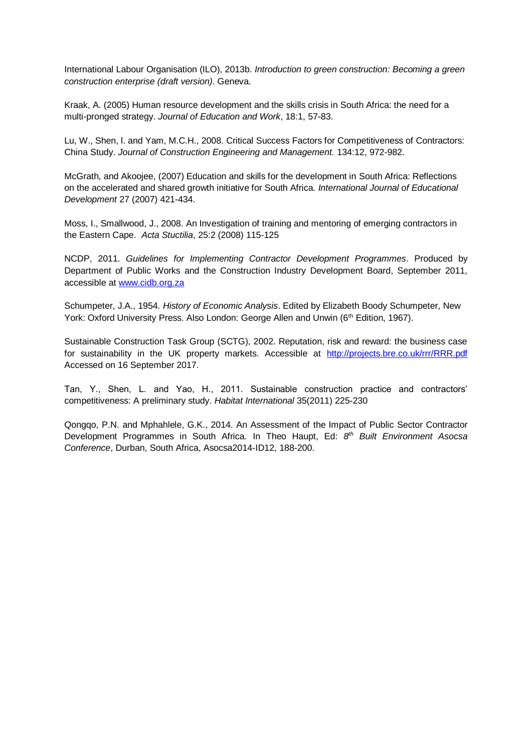International Labour Organisation (ILO), 2013b. *Introduction to green construction: Becoming a green construction enterprise (draft version)*. Geneva.

Kraak, A. (2005) Human resource development and the skills crisis in South Africa: the need for a multi-pronged strategy. *Journal of Education and Work*, 18:1, 57-83.

Lu, W., Shen, l. and Yam, M.C.H., 2008. Critical Success Factors for Competitiveness of Contractors: China Study. *Journal of Construction Engineering and Management.* 134:12, 972-982.

McGrath, and Akoojee, (2007) Education and skills for the development in South Africa: Reflections on the accelerated and shared growth initiative for South Africa. *International Journal of Educational Development* 27 (2007) 421-434.

Moss, I., Smallwood, J., 2008. An Investigation of training and mentoring of emerging contractors in the Eastern Cape. *Acta Stuctilia*, 25:2 (2008) 115-125

NCDP, 2011. *Guidelines for Implementing Contractor Development Programmes*. Produced by Department of Public Works and the Construction Industry Development Board, September 2011, accessible at www.cidb.org.za

Schumpeter, J.A., 1954. *History of Economic Analysis*. Edited by Elizabeth Boody Schumpeter, New York: Oxford University Press. Also London: George Allen and Unwin (6th Edition, 1967).

Sustainable Construction Task Group (SCTG), 2002. Reputation, risk and reward: the business case for sustainability in the UK property markets. Accessible at http://projects.bre.co.uk/rrr/RRR.pdf Accessed on 16 September 2017.

Tan, Y., Shen, L. and Yao, H., 2011. Sustainable construction practice and contractors' competitiveness: A preliminary study. *Habitat International* 35(2011) 225-230

Qongqo, P.N. and Mphahlele, G.K., 2014. An Assessment of the Impact of Public Sector Contractor Development Programmes in South Africa. In Theo Haupt, Ed: *8th Built Environment Asocsa Conference*, Durban, South Africa, Asocsa2014-ID12, 188-200.